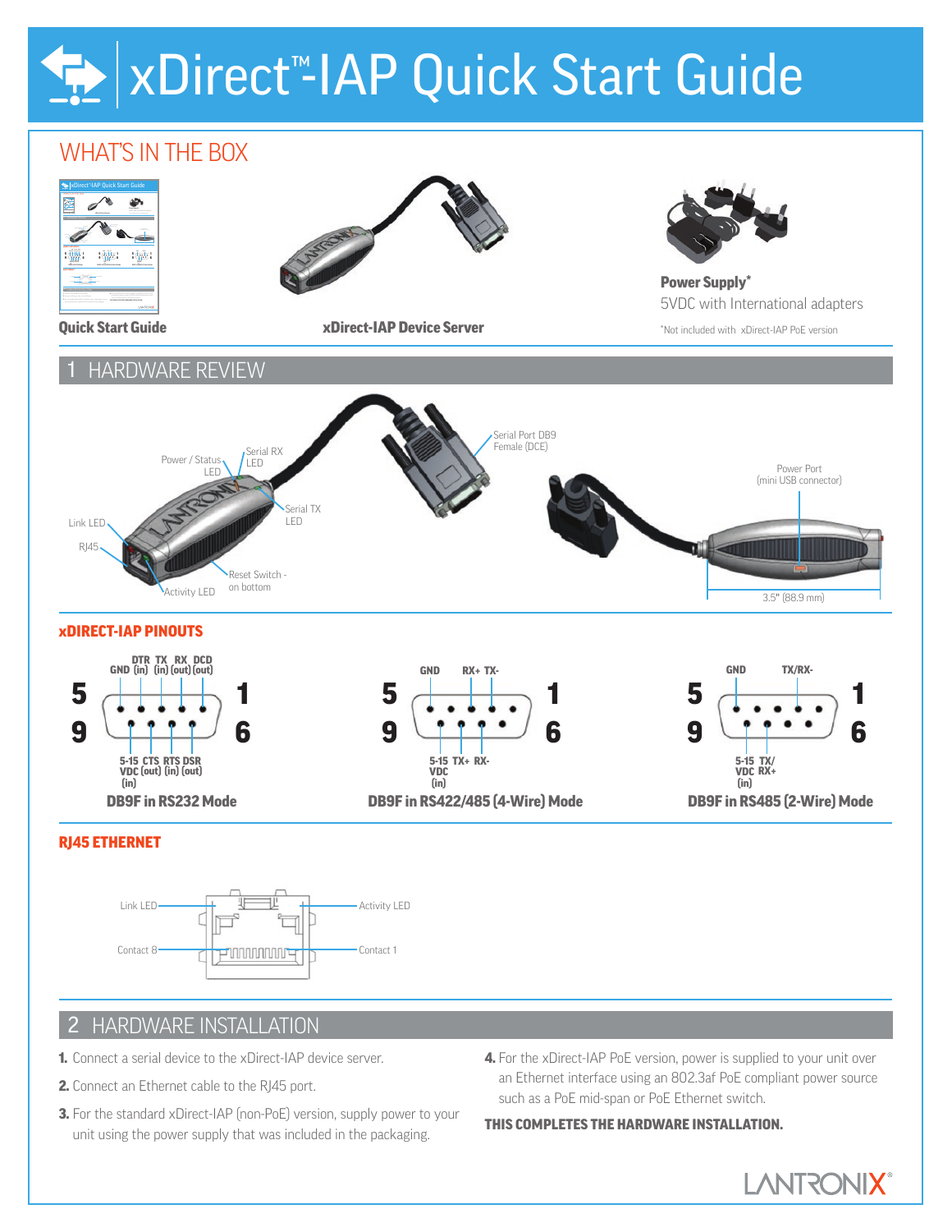# xDirect™-IAP Quick Start Guide

## WHAT'S IN THE BOX

**Quick Start Guide**

**xDirect-IAP Device Server**

**Power Supply***
5VDC with International adapters

*Not included with xDirect-IAP PoE version

## 1 HARDWARE REVIEW

Power / Status LED

Serial RX LED

Serial Port DB9 Female (DCE)

Serial TX LED

Link LED

RJ45

Reset Switch - on bottom

Activity LED

Power Port (mini USB connector)

3.5" (88.9 mm)

### xDIRECT-IAP PINOUTS

**DB9F in RS232 Mode**

| Pin | Signal |
|---|---|
| 1 | DCD (out) |
| 2 | RX (out) |
| 3 | TX (in) |
| 4 | DTR (in) |
| 5 | GND |
| 6 | DSR (out) |
| 7 | RTS (in) |
| 8 | CTS (out) |
| 9 | 5-15 VDC (in) |

**DB9F in RS422/485 (4-Wire) Mode**

| Pin | Signal |
|---|---|
| 2 | TX- |
| 3 | RX+ |
| 5 | GND |
| 7 | RX- |
| 8 | TX+ |
| 9 | 5-15 VDC (in) |

**DB9F in RS485 (2-Wire) Mode**

| Pin | Signal |
|---|---|
| 2 | TX/RX- |
| 5 | GND |
| 8 | TX/RX+ |
| 9 | 5-15 VDC (in) |

### RJ45 ETHERNET

Link LED

Activity LED

Contact 8

Contact 1

## 2 HARDWARE INSTALLATION

1. Connect a serial device to the xDirect-IAP device server.
2. Connect an Ethernet cable to the RJ45 port.
3. For the standard xDirect-IAP (non-PoE) version, supply power to your unit using the power supply that was included in the packaging.
4. For the xDirect-IAP PoE version, power is supplied to your unit over an Ethernet interface using an 802.3af PoE compliant power source such as a PoE mid-span or PoE Ethernet switch.

**THIS COMPLETES THE HARDWARE INSTALLATION.**

LANTRONIX®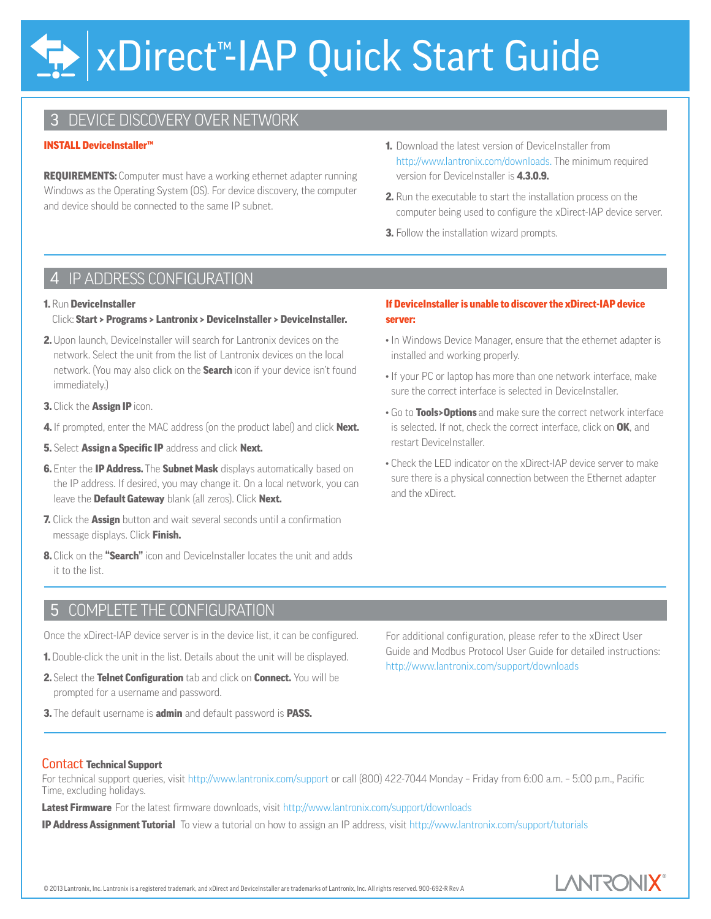# xDirect™-IAP Quick Start Guide

## 3 DEVICE DISCOVERY OVER NETWORK

**INSTALL DeviceInstaller™**

**REQUIREMENTS:** Computer must have a working ethernet adapter running Windows as the Operating System (OS). For device discovery, the computer and device should be connected to the same IP subnet.

1. Download the latest version of DeviceInstaller from http://www.lantronix.com/downloads. The minimum required version for DeviceInstaller is **4.3.0.9.**
2. Run the executable to start the installation process on the computer being used to configure the xDirect-IAP device server.
3. Follow the installation wizard prompts.

## 4 IP ADDRESS CONFIGURATION

1. Run **DeviceInstaller**
   Click: **Start > Programs > Lantronix > DeviceInstaller > DeviceInstaller.**
2. Upon launch, DeviceInstaller will search for Lantronix devices on the network. Select the unit from the list of Lantronix devices on the local network. (You may also click on the **Search** icon if your device isn't found immediately.)
3. Click the **Assign IP** icon.
4. If prompted, enter the MAC address (on the product label) and click **Next.**
5. Select **Assign a Specific IP** address and click **Next.**
6. Enter the **IP Address.** The **Subnet Mask** displays automatically based on the IP address. If desired, you may change it. On a local network, you can leave the **Default Gateway** blank (all zeros). Click **Next.**
7. Click the **Assign** button and wait several seconds until a confirmation message displays. Click **Finish.**
8. Click on the **"Search"** icon and DeviceInstaller locates the unit and adds it to the list.

**If DeviceInstaller is unable to discover the xDirect-IAP device server:**

- In Windows Device Manager, ensure that the ethernet adapter is installed and working properly.
- If your PC or laptop has more than one network interface, make sure the correct interface is selected in DeviceInstaller.
- Go to **Tools>Options** and make sure the correct network interface is selected. If not, check the correct interface, click on **OK**, and restart DeviceInstaller.
- Check the LED indicator on the xDirect-IAP device server to make sure there is a physical connection between the Ethernet adapter and the xDirect.

## 5 COMPLETE THE CONFIGURATION

Once the xDirect-IAP device server is in the device list, it can be configured.

1. Double-click the unit in the list. Details about the unit will be displayed.
2. Select the **Telnet Configuration** tab and click on **Connect.** You will be prompted for a username and password.
3. The default username is **admin** and default password is **PASS.**

For additional configuration, please refer to the xDirect User Guide and Modbus Protocol User Guide for detailed instructions: http://www.lantronix.com/support/downloads

## Contact **Technical Support**

For technical support queries, visit http://www.lantronix.com/support or call (800) 422-7044 Monday – Friday from 6:00 a.m. – 5:00 p.m., Pacific Time, excluding holidays.

**Latest Firmware** For the latest firmware downloads, visit http://www.lantronix.com/support/downloads

**IP Address Assignment Tutorial** To view a tutorial on how to assign an IP address, visit http://www.lantronix.com/support/tutorials

© 2013 Lantronix, Inc. Lantronix is a registered trademark, and xDirect and DeviceInstaller are trademarks of Lantronix, Inc. All rights reserved. 900-692-R Rev A

LANTRONIX®